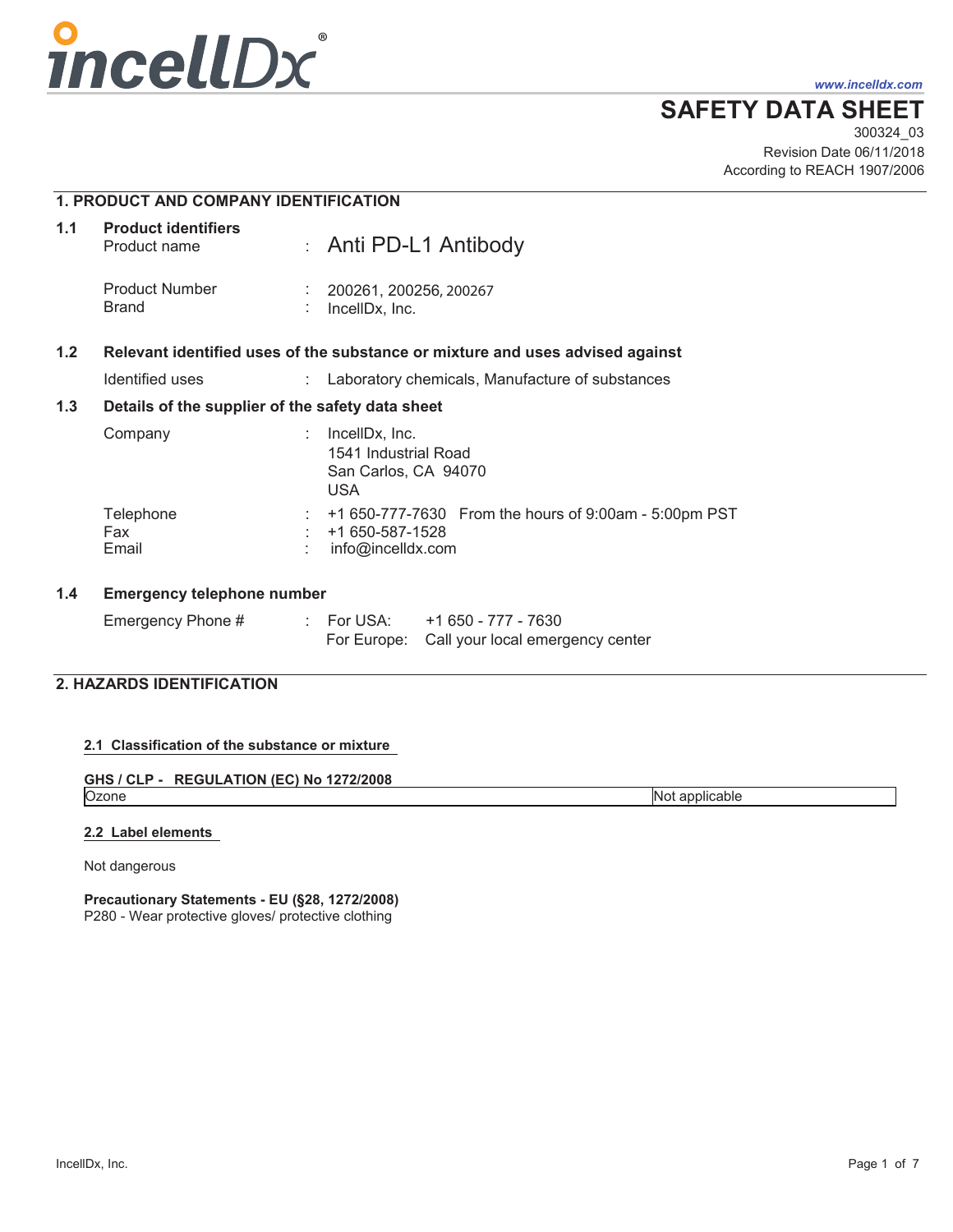incellDx®

www.incelldx.com

# SAFETY DATA SHEET

300324_03
Revision Date 06/11/2018
According to REACH 1907/2006

## 1. PRODUCT AND COMPANY IDENTIFICATION

### 1.1 Product identifiers

Product name : Anti PD-L1 Antibody

Product Number : 200261, 200256, 200267
Brand : IncellDx, Inc.

### 1.2 Relevant identified uses of the substance or mixture and uses advised against

Identified uses : Laboratory chemicals, Manufacture of substances

### 1.3 Details of the supplier of the safety data sheet

Company : IncellDx, Inc.
1541 Industrial Road
San Carlos, CA 94070
USA

Telephone : +1 650-777-7630 From the hours of 9:00am - 5:00pm PST
Fax : +1 650-587-1528
Email : info@incelldx.com

### 1.4 Emergency telephone number

Emergency Phone # : For USA: +1 650 - 777 - 7630
For Europe: Call your local emergency center

## 2. HAZARDS IDENTIFICATION

### 2.1 Classification of the substance or mixture

**GHS / CLP - REGULATION (EC) No 1272/2008**

| Ozone | Not applicable |
|---|---|

### 2.2 Label elements

Not dangerous

**Precautionary Statements - EU (§28, 1272/2008)**
P280 - Wear protective gloves/ protective clothing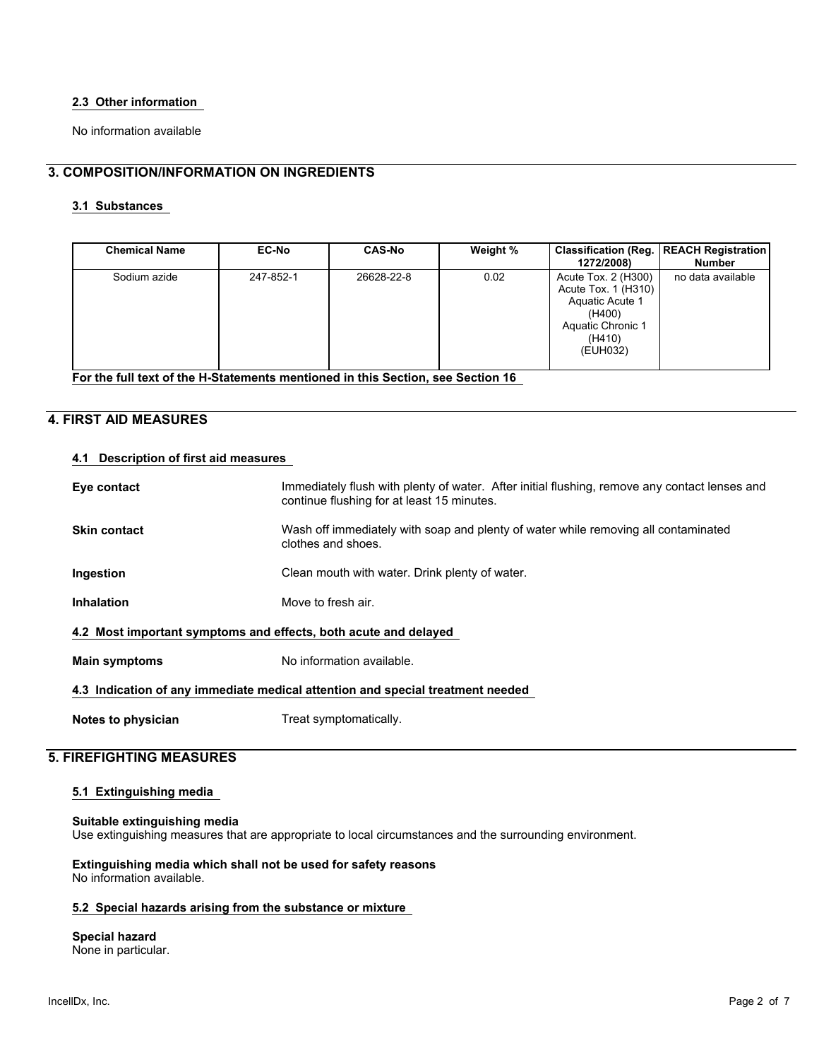### 2.3 Other information

No information available

## 3. COMPOSITION/INFORMATION ON INGREDIENTS

### 3.1 Substances

| Chemical Name | EC-No | CAS-No | Weight % | Classification (Reg. 1272/2008) | REACH Registration Number |
|---|---|---|---|---|---|
| Sodium azide | 247-852-1 | 26628-22-8 | 0.02 | Acute Tox. 2 (H300) Acute Tox. 1 (H310) Aquatic Acute 1 (H400) Aquatic Chronic 1 (H410) (EUH032) | no data available |

**For the full text of the H-Statements mentioned in this Section, see Section 16**

## 4. FIRST AID MEASURES

### 4.1 Description of first aid measures

**Eye contact**
Immediately flush with plenty of water. After initial flushing, remove any contact lenses and continue flushing for at least 15 minutes.

**Skin contact**
Wash off immediately with soap and plenty of water while removing all contaminated clothes and shoes.

**Ingestion**
Clean mouth with water. Drink plenty of water.

**Inhalation**
Move to fresh air.

### 4.2 Most important symptoms and effects, both acute and delayed

**Main symptoms**
No information available.

### 4.3 Indication of any immediate medical attention and special treatment needed

**Notes to physician**
Treat symptomatically.

## 5. FIREFIGHTING MEASURES

### 5.1 Extinguishing media

**Suitable extinguishing media**
Use extinguishing measures that are appropriate to local circumstances and the surrounding environment.

**Extinguishing media which shall not be used for safety reasons**
No information available.

### 5.2 Special hazards arising from the substance or mixture

**Special hazard**
None in particular.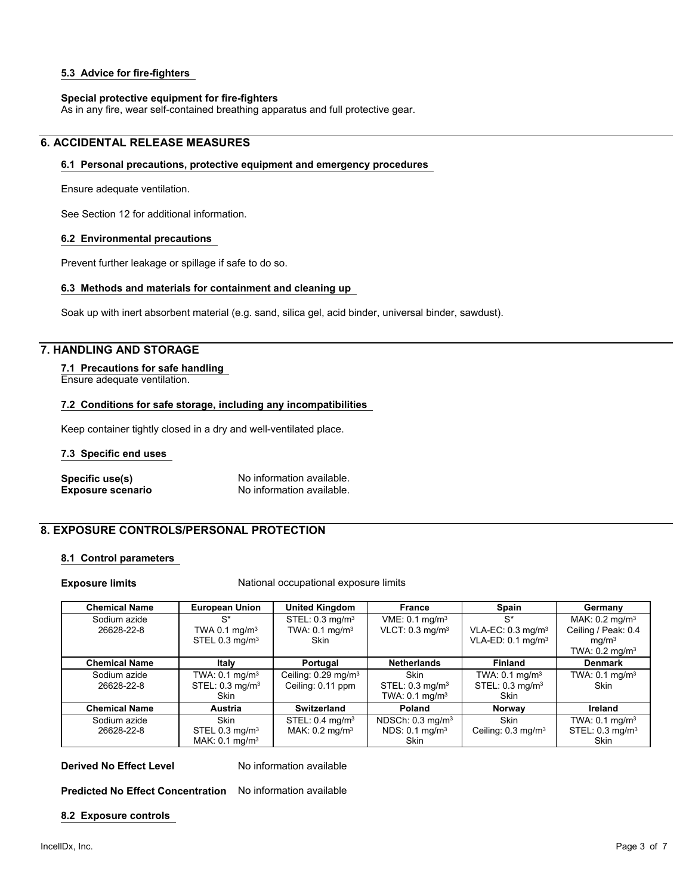#### 5.3 Advice for fire-fighters

**Special protective equipment for fire-fighters**
As in any fire, wear self-contained breathing apparatus and full protective gear.

## 6. ACCIDENTAL RELEASE MEASURES

#### 6.1 Personal precautions, protective equipment and emergency procedures

Ensure adequate ventilation.

See Section 12 for additional information.

#### 6.2 Environmental precautions

Prevent further leakage or spillage if safe to do so.

#### 6.3 Methods and materials for containment and cleaning up

Soak up with inert absorbent material (e.g. sand, silica gel, acid binder, universal binder, sawdust).

## 7. HANDLING AND STORAGE

#### 7.1 Precautions for safe handling

Ensure adequate ventilation.

#### 7.2 Conditions for safe storage, including any incompatibilities

Keep container tightly closed in a dry and well-ventilated place.

#### 7.3 Specific end uses

**Specific use(s)** No information available.
**Exposure scenario** No information available.

## 8. EXPOSURE CONTROLS/PERSONAL PROTECTION

#### 8.1 Control parameters

**Exposure limits** National occupational exposure limits

| Chemical Name | European Union | United Kingdom | France | Spain | Germany |
|---|---|---|---|---|---|
| Sodium azide 26628-22-8 | S* TWA 0.1 mg/m$^3$ STEL 0.3 mg/m$^3$ | STEL: 0.3 mg/m$^3$ TWA: 0.1 mg/m$^3$ Skin | VME: 0.1 mg/m$^3$ VLCT: 0.3 mg/m$^3$ | S* VLA-EC: 0.3 mg/m$^3$ VLA-ED: 0.1 mg/m$^3$ | MAK: 0.2 mg/m$^3$ Ceiling / Peak: 0.4 mg/m$^3$ TWA: 0.2 mg/m$^3$ |
| **Chemical Name** | **Italy** | **Portugal** | **Netherlands** | **Finland** | **Denmark** |
| Sodium azide 26628-22-8 | TWA: 0.1 mg/m$^3$ STEL: 0.3 mg/m$^3$ Skin | Ceiling: 0.29 mg/m$^3$ Ceiling: 0.11 ppm | Skin STEL: 0.3 mg/m$^3$ TWA: 0.1 mg/m$^3$ | TWA: 0.1 mg/m$^3$ STEL: 0.3 mg/m$^3$ Skin | TWA: 0.1 mg/m$^3$ Skin |
| **Chemical Name** | **Austria** | **Switzerland** | **Poland** | **Norway** | **Ireland** |
| Sodium azide 26628-22-8 | Skin STEL 0.3 mg/m$^3$ MAK: 0.1 mg/m$^3$ | STEL: 0.4 mg/m$^3$ MAK: 0.2 mg/m$^3$ | NDSCh: 0.3 mg/m$^3$ NDS: 0.1 mg/m$^3$ Skin | Skin Ceiling: 0.3 mg/m$^3$ | TWA: 0.1 mg/m$^3$ STEL: 0.3 mg/m$^3$ Skin |

**Derived No Effect Level** No information available

**Predicted No Effect Concentration** No information available

#### 8.2 Exposure controls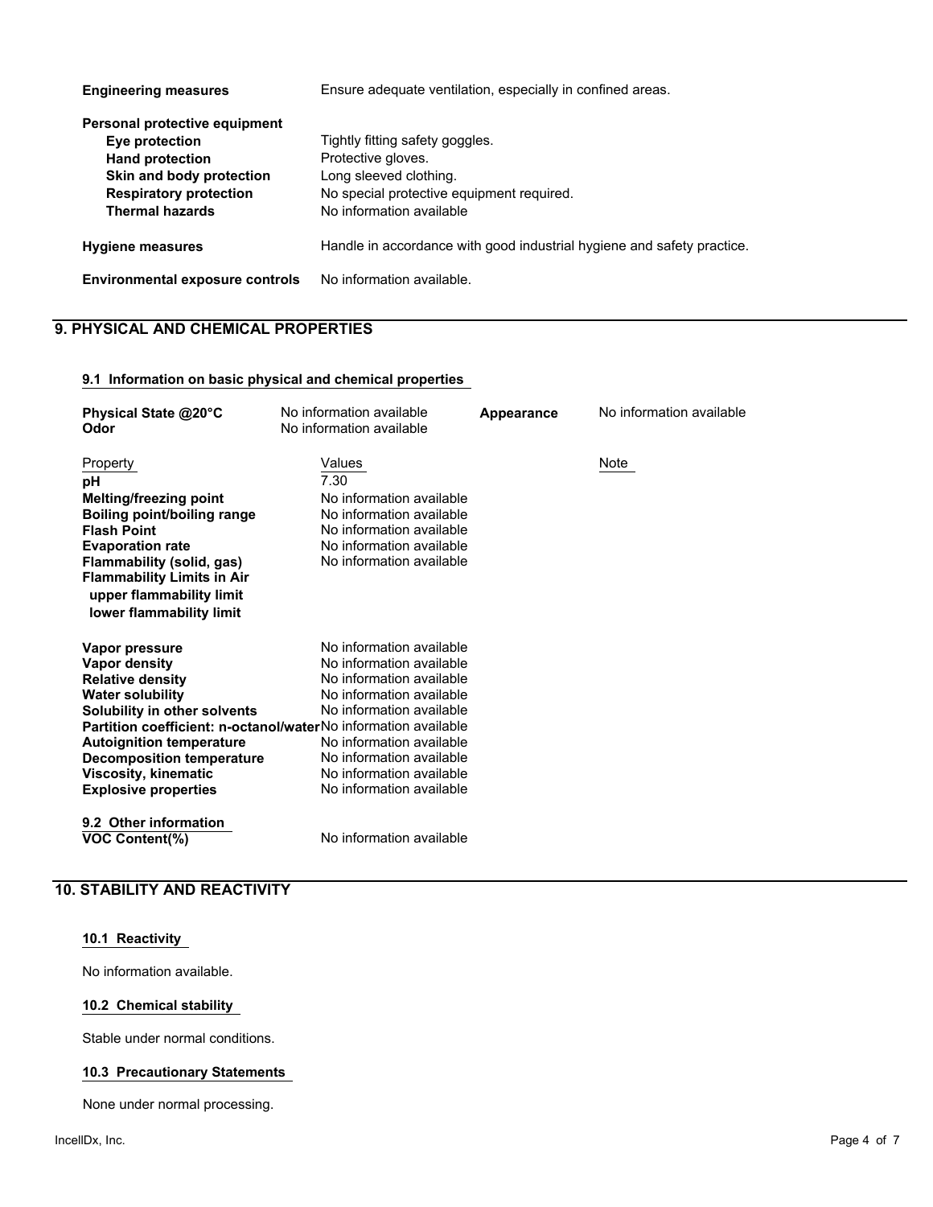| | |
|---|---|
| **Engineering measures** | Ensure adequate ventilation, especially in confined areas. |
| **Personal protective equipment** | |
| **Eye protection** | Tightly fitting safety goggles. |
| **Hand protection** | Protective gloves. |
| **Skin and body protection** | Long sleeved clothing. |
| **Respiratory protection** | No special protective equipment required. |
| **Thermal hazards** | No information available |
| **Hygiene measures** | Handle in accordance with good industrial hygiene and safety practice. |
| **Environmental exposure controls** | No information available. |

## 9. PHYSICAL AND CHEMICAL PROPERTIES

### 9.1 Information on basic physical and chemical properties

| | | | |
|---|---|---|---|
| **Physical State @20°C** | No information available | **Appearance** | No information available |
| **Odor** | No information available | | |

| Property | Values | Note |
|---|---|---|
| **pH** | 7.30 | |
| **Melting/freezing point** | No information available | |
| **Boiling point/boiling range** | No information available | |
| **Flash Point** | No information available | |
| **Evaporation rate** | No information available | |
| **Flammability (solid, gas)** | No information available | |
| **Flammability Limits in Air** | | |
| **upper flammability limit** | | |
| **lower flammability limit** | | |
| **Vapor pressure** | No information available | |
| **Vapor density** | No information available | |
| **Relative density** | No information available | |
| **Water solubility** | No information available | |
| **Solubility in other solvents** | No information available | |
| **Partition coefficient: n-octanol/water** | No information available | |
| **Autoignition temperature** | No information available | |
| **Decomposition temperature** | No information available | |
| **Viscosity, kinematic** | No information available | |
| **Explosive properties** | No information available | |

### 9.2 Other information

| | |
|---|---|
| **VOC Content(%)** | No information available |

## 10. STABILITY AND REACTIVITY

### 10.1 Reactivity

No information available.

### 10.2 Chemical stability

Stable under normal conditions.

### 10.3 Precautionary Statements

None under normal processing.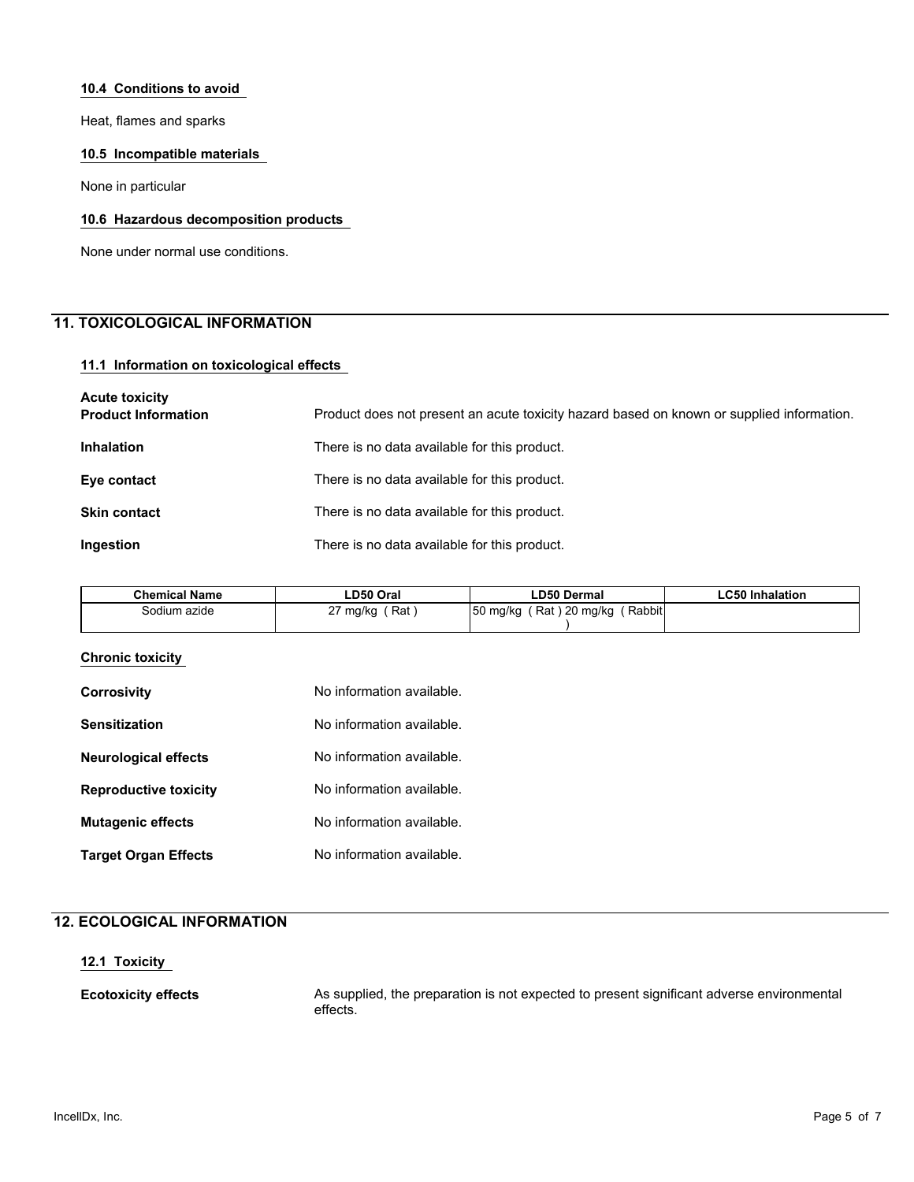### 10.4 Conditions to avoid

Heat, flames and sparks

### 10.5 Incompatible materials

None in particular

### 10.6 Hazardous decomposition products

None under normal use conditions.

## 11. TOXICOLOGICAL INFORMATION

### 11.1 Information on toxicological effects

**Acute toxicity**

**Product Information** Product does not present an acute toxicity hazard based on known or supplied information.

**Inhalation** There is no data available for this product.

**Eye contact** There is no data available for this product.

**Skin contact** There is no data available for this product.

**Ingestion** There is no data available for this product.

| Chemical Name | LD50 Oral | LD50 Dermal | LC50 Inhalation |
|---|---|---|---|
| Sodium azide | 27 mg/kg ( Rat ) | 50 mg/kg ( Rat ) 20 mg/kg ( Rabbit ) | |

### Chronic toxicity

**Corrosivity** No information available.

**Sensitization** No information available.

**Neurological effects** No information available.

**Reproductive toxicity** No information available.

**Mutagenic effects** No information available.

**Target Organ Effects** No information available.

## 12. ECOLOGICAL INFORMATION

### 12.1 Toxicity

**Ecotoxicity effects** As supplied, the preparation is not expected to present significant adverse environmental effects.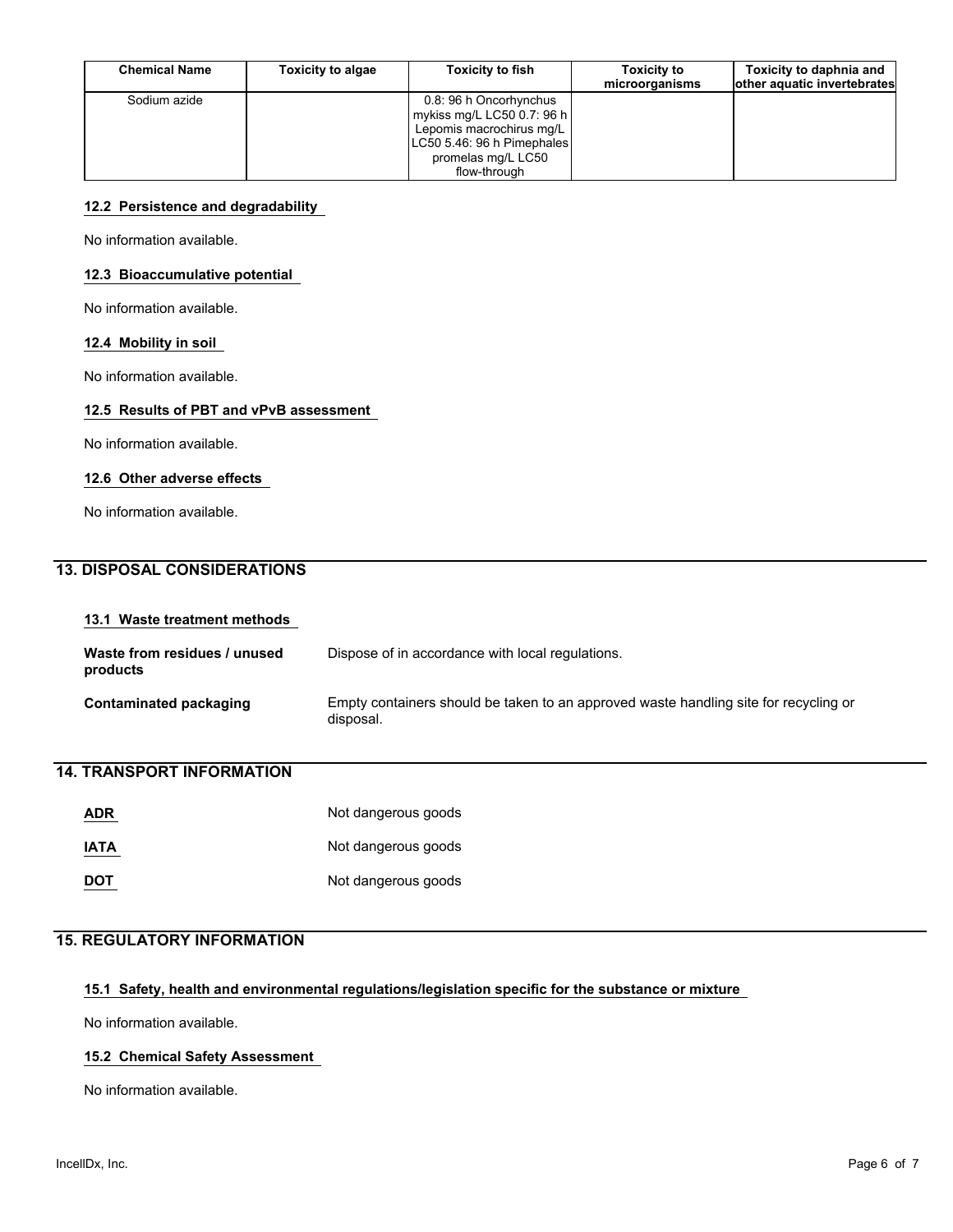| Chemical Name | Toxicity to algae | Toxicity to fish | Toxicity to microorganisms | Toxicity to daphnia and other aquatic invertebrates |
|---|---|---|---|---|
| Sodium azide | | 0.8: 96 h Oncorhynchus mykiss mg/L LC50 0.7: 96 h Lepomis macrochirus mg/L LC50 5.46: 96 h Pimephales promelas mg/L LC50 flow-through | | |

### 12.2 Persistence and degradability

No information available.

### 12.3 Bioaccumulative potential

No information available.

### 12.4 Mobility in soil

No information available.

### 12.5 Results of PBT and vPvB assessment

No information available.

### 12.6 Other adverse effects

No information available.

## 13. DISPOSAL CONSIDERATIONS

### 13.1 Waste treatment methods

**Waste from residues / unused products** Dispose of in accordance with local regulations.

**Contaminated packaging** Empty containers should be taken to an approved waste handling site for recycling or disposal.

## 14. TRANSPORT INFORMATION

**ADR** Not dangerous goods

**IATA** Not dangerous goods

**DOT** Not dangerous goods

## 15. REGULATORY INFORMATION

### 15.1 Safety, health and environmental regulations/legislation specific for the substance or mixture

No information available.

### 15.2 Chemical Safety Assessment

No information available.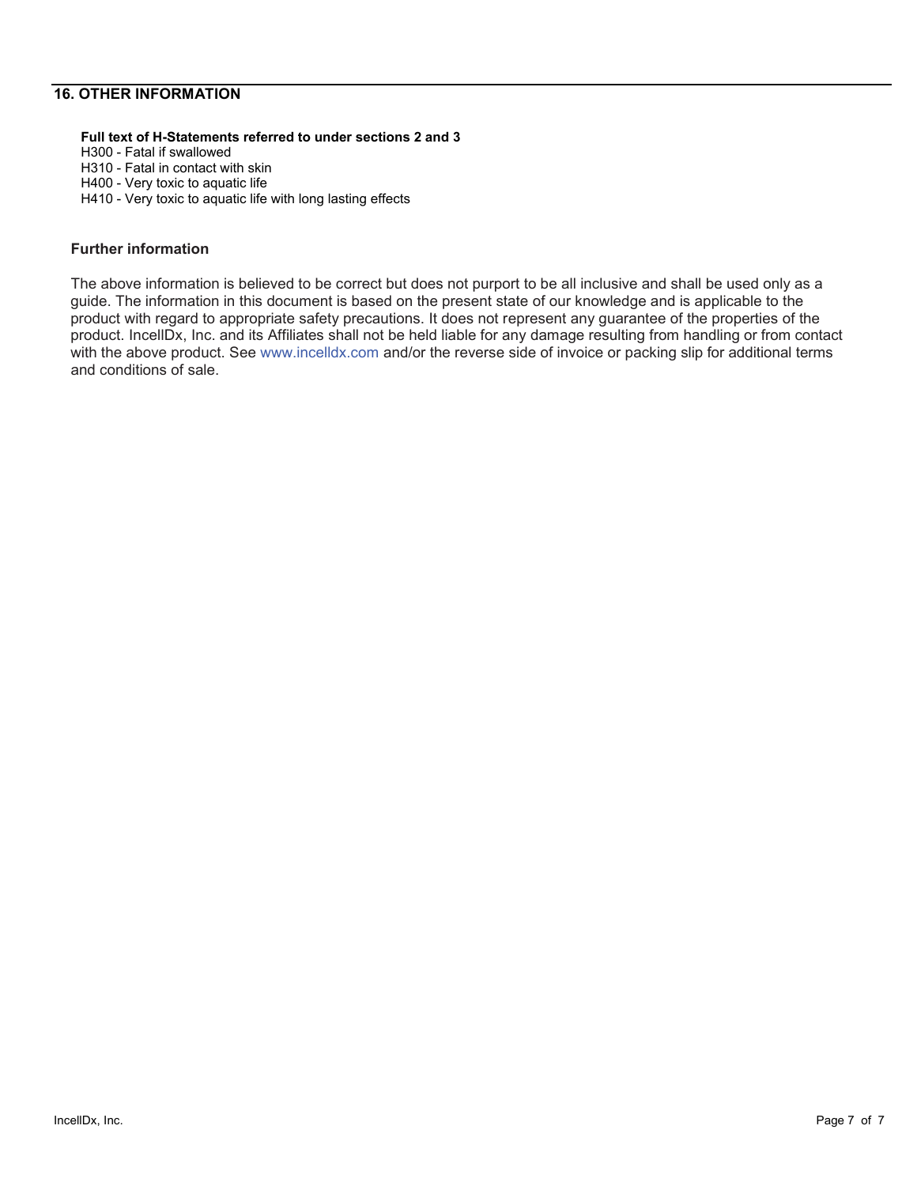## 16. OTHER INFORMATION

**Full text of H-Statements referred to under sections 2 and 3**

H300 - Fatal if swallowed
H310 - Fatal in contact with skin
H400 - Very toxic to aquatic life
H410 - Very toxic to aquatic life with long lasting effects

### Further information

The above information is believed to be correct but does not purport to be all inclusive and shall be used only as a guide. The information in this document is based on the present state of our knowledge and is applicable to the product with regard to appropriate safety precautions. It does not represent any guarantee of the properties of the product. IncellDx, Inc. and its Affiliates shall not be held liable for any damage resulting from handling or from contact with the above product. See www.incelldx.com and/or the reverse side of invoice or packing slip for additional terms and conditions of sale.